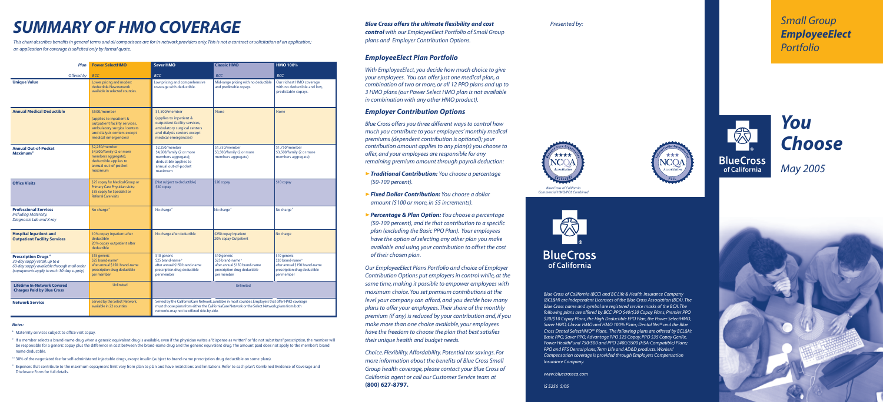# SUMMARY OF HMO COVERAGE

*This chart describes benefits in general terms and all comparisons are for in-network providers only. This is not a contract or solicitation of an application; an application for coverage is solicited only by formal quote.*

| Plan | Power SelectHMO | Saver HMO | Classic HMO | HMO 100% |
|---|---|---|---|---|
| *Offered by* | *BCC* | *BCC* | *BCC* | *BCC* |
| **Unique Value** | Lower pricing and modest deductible. New network available in selected counties. | Low pricing and comprehensive coverage with deductible. | Mid-range pricing with no deductible and predictable copays. | Our richest HMO coverage with no deductible and low, predictable copays. |
| **Annual Medical Deductible** | $500/member (applies to inpatient & outpatient facility services, ambulatory surgical centers and dialysis centers except medical emergencies) | $1,500/member (applies to inpatient & outpatient facility services, ambulatory surgical centers and dialysis centers except medical emergencies) | None | None |
| **Annual Out-of-Pocket Maximum**[11] | $2,250/member $4,500/family (2 or more members aggregate); deductible applies to annual out-of-pocket maximum | $2,250/member $4,500/family (2 or more members aggregate); deductible applies to annual out-of-pocket maximum | $1,750/member $3,500/family (2 or more members aggregate) | $1,750/member $3,500/family (2 or more members aggregate) |
| **Office Visits** | $25 copay for Medical Group or Primary Care Physician visits; $35 copay for Specialist or Referral Care visits | (Not subject to deductible) $20 copay | $20 copay | $10 copay |
| **Professional Services** *Including Maternity, Diagnostic Lab and X-ray* | No charge[4] | No charge[4] | No charge[4] | No charge[4] |
| **Hospital Inpatient and Outpatient Facility Services** | 10% copay inpatient after deductible 20% copay outpatient after deductible | No charge after deductible | $250 copay Inpatient 20% copay Outpatient | No charge |
| **Prescription Drugs**[10] *30-day supply retail; up to a 60-day supply available through mail order (copayments apply to each 30-day supply)* | $15 generic $25 brand-name[5] after annual $150 brand-name prescription drug deductible per member | $10 generic $25 brand-name[5] after annual $150 brand-name prescription drug deductible per member | $10 generic $25 brand-name[5] after annual $150 brand-name prescription drug deductible per member | $10 generic $20 brand-name[5] after annual $150 brand-name prescription drug deductible per member |
| **Lifetime In-Network Covered Charges Paid by Blue Cross** | Unlimited | Unlimited | | |
| **Network Service** | Served by the Select Network, available in 22 counties | Served by the CaliforniaCare Network, available in most counties. Employers that offer HMO coverage must choose plans from either the CaliforniaCare Network or the Select Network; plans from both networks may not be offered side-by-side. | | |

#### Notes:

[4] Maternity services subject to office visit copay.

[5] If a member selects a brand-name drug when a generic equivalent drug is available, even if the physician writes a "dispense as written" or "do not substitute" prescription, the member will be responsible for a generic copay plus the difference in cost between the brand-name drug and the generic equivalent drug. The amount paid does not apply to the member's brand name deductible.

[10] 30% of the negotiated fee for self-administered injectable drugs, except insulin (subject to brand-name prescription drug deductible on some plans).

[11] Expenses that contribute to the maximum copayment limit vary from plan to plan and have restrictions and limitations. Refer to each plan's Combined Evidence of Coverage and Disclosure Form for full details.

***Blue Cross offers the ultimate flexibility and cost control** with our EmployeeElect Portfolio of Small Group plans and Employer Contribution Options.*

## *EmployeeElect Plan Portfolio*

*With EmployeeElect, you decide how much choice to give your employees. You can offer just one medical plan, a combination of two or more, or all 12 PPO plans and up to 3 HMO plans (our Power Select HMO plan is not available in combination with any other HMO product).*

## *Employer Contribution Options*

*Blue Cross offers you three different ways to control how much you contribute to your employees' monthly medical premiums (dependent contribution is optional); your contribution amount applies to any plan(s) you choose to offer, and your employees are responsible for any remaining premium amount through payroll deduction:*

- ***Traditional Contribution:** You choose a percentage (50-100 percent).*
- ***Fixed Dollar Contribution:** You choose a dollar amount ($100 or more, in $5 increments).*
- ***Percentage & Plan Option:** You choose a percentage (50-100 percent), and tie that contribution to a specific plan (excluding the Basic PPO Plan). Your employees have the option of selecting any other plan you make available and using your contribution to offset the cost of their chosen plan.*

*Our EmployeeElect Plans Portfolio and choice of Employer Contribution Options put employers in control while, at the same time, making it possible to empower employees with maximum choice. You set premium contributions at the level your company can afford, and you decide how many plans to offer your employees. Their share of the monthly premium (if any) is reduced by your contribution and, if you make more than one choice available, your employees have the freedom to choose the plan that best satisfies their unique health and budget needs.*

*Choice. Flexibility. Affordability. Potential tax savings. For more information about the benefits of Blue Cross Small Group health coverage, please contact your Blue Cross of California agent or call our Customer Service team at* **(800) 627-8797.**

*Presented by:*

*Blue Cross of California Commercial HMO/POS Combined*

BlueCross of California

*Blue Cross of California (BCC) and BC Life & Health Insurance Company (BCL&H) are Independent Licensees of the Blue Cross Association (BCA). The Blue Cross name and symbol are registered service marks of the BCA. The following plans are offered by BCC: PPO $40/$30 Copay Plans, Premier PPO $20/$10 Copay Plans, the High Deductible EPO Plan, the Power SelectHMO, Saver HMO, Classic HMO and HMO 100% Plans; Dental Net® and the Blue Cross Dental SelectHMO℠ Plans. The following plans are offered by BCL&H: Basic PPO, Saver PPO, Advantage PPO $25 Copay, PPO $35 Copay GenRx, Power HealthFund 750/500 and PPO 2400/3500 (HSA-Compatible) Plans; PPO and FFS Dental plans; Term Life and AD&D products. Workers' Compensation coverage is provided through Employers Compensation Insurance Company.*

*www.bluecrossca.com*

*IS 5256 5/05*

## *Small Group **EmployeeElect** Portfolio*

BlueCross of California

# ***You Choose***

*May 2005*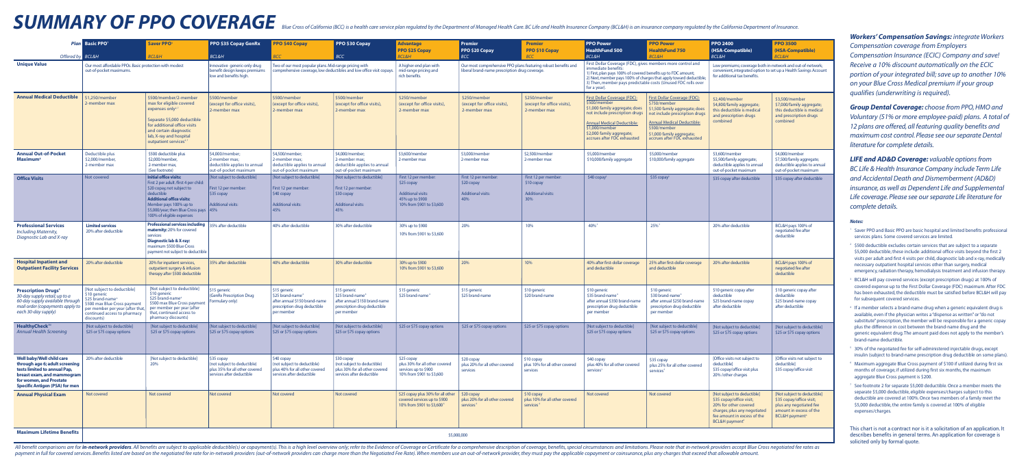# SUMMARY OF PPO COVERAGE

*Blue Cross of California (BCC) is a health care service plan regulated by the Department of Managed Health Care. BC Life and Health Insurance Company (BCL&H) is an insurance company regulated by the California Department of Insurance.*

| Plan / Offered by | Basic PPO[1] (BCL&H) | Saver PPO[1] (BCL&H) | PPO $35 Copay GenRx (BCL&H) | PPO $40 Copay (BCC) | PPO $30 Copay (BCC) | Advantage PPO $25 Copay (BCL&H) | Premier PPO $20 Copay (BCC) | Premier PPO $10 Copay (BCC) | PPO Power HealthFund 500 (BCL&H) | PPO Power HealthFund 750 (BCL&H) | PPO 2400 (HSA-Compatible) (BCL&H) | PPO 3500 (HSA-Compatible) (BCL&H) |
|---|---|---|---|---|---|---|---|---|---|---|---|---|
| **Unique Value** | Our most affordable PPOs. Basic protection with modest out-of-pocket maximums. | | Innovative generic-only drug benefit design keeps premiums low and benefits high. | Two of our most popular plans. Mid-range pricing with comprehensive coverage, low deductibles and low office visit copays. | | A higher-end plan with mid-range pricing and rich benefits. | Our most comprehensive PPO plans featuring robust benefits and liberal brand-name prescription drug coverage. | | First Dollar Coverage (FDC), gives members more control and immediate benefits: 1) First, plan pays 100% of covered benefits up to FDC amount; 2) Next, member pays 100% of charges that apply toward deductible; 3) Then, member pays predictable costs (Unused FDC rolls over for a year). | | Low premiums; coverage both in-network and out-of-network; convenient, integrated option to set up a Health Savings Account for additional tax benefits. | |
| **Annual Medical Deductible** | $1,250/member 2-member max | $500/member/2-member max for eligible covered expenses only[2,7] Separate $5,000 deductible for additional office visits and certain diagnostic lab, X-ray and hospital outpatient services[2,7] | $500/member (except for office visits), 2-member max | $500/member (except for office visits), 2-member max | $500/member (except for office visits), 2-member max | $250/member (except for office visits), 2-member max | $250/member (except for office visits), 2-member max | $250/member (except for office visits), 2-member max | First Dollar Coverage (FDC): $500/member $1,000 family aggregate; does not include prescription drugs Annual Medical Deductible: $1,000/member $2,000 family aggregate; accrues after FDC exhausted | First Dollar Coverage (FDC): $750/member $1,500 family aggregate; does not include prescription drugs Annual Medical Deductible: $500/member $1,000 family aggregate; accrues after FDC exhausted | $2,400/member $4,800/family aggregate; this deductible is medical and prescription drugs combined | $3,500/member $7,000/family aggregate; this deductible is medical and prescription drugs combined |
| **Annual Out-of-Pocket Maximum**[a] | Deductible plus $2,000/member, 2-member max | $500 deductible plus $2,000/member, 2-member max, (See footnote) | $4,000/member; 2-member max; deductible applies to annual out-of-pocket maximum | $4,500/member; 2-member max; deductible applies to annual out-of-pocket maximum | $4,000/member; 2-member max; deductible applies to annual out-of-pocket maximum | $3,600/member 2-member max | $3,000/member 2-member max | $2,500/member 2-member max | $5,000/member $10,000/family aggregate | $5,000/member $10,000/family aggregate | $3,600/member $5,500/family aggregate; deductible applies to annual out-of-pocket maximum | $4,000/member $7,500/family aggregate; deductible applies to annual out-of-pocket maximum |
| **Office Visits** | Not covered | **Initial office visits:** First 2 per adult /first 4 per child: $20 copay, not subject to deductible **Additional office visits:** Member pays 100% up to $5,000/year; then Blue Cross pays 100% of eligible expenses | (Not subject to deductible) First 12 per member: $35 copay Additional visits: 45% | (Not subject to deductible) First 12 per member: $40 copay Additional visits: 45% | (Not subject to deductible) First 12 per member: $30 copay Additional visits: 45% | First 12 per member: $25 copay Additional visits: 45% up to $900 10% from $901 to $3,600 | First 12 per member: $20 copay Additional visits: 40% | First 12 per member: $10 copay Additional visits: 30% | $40 copay[3] | $35 copay[3] | $35 copay after deductible | $35 copay after deductible |
| **Professional Services** *Including Maternity, Diagnostic Lab and X-ray* | **Limited services** 20% after deductible | **Professional services including maternity:** 20% for covered services **Diagnostic lab & X-ray:** maximum $500 Blue Cross payment not subject to deductible | 35% after deductible | 40% after deductible | 30% after deductible | 30% up to $900 10% from $901 to $3,600 | 20% | 10% | 40%[3] | 25%[3] | 20% after deductible | BCL&H pays 100% of negotiated fee after deductible |
| **Hospital Inpatient and Outpatient Facility Services** | 20% after deductible | 20% for inpatient services, outpatient surgery & infusion therapy after $500 deductible | 35% after deductible | 40% after deductible | 30% after deductible | 30% up to $900 10% from $901 to $3,600 | 20% | 10% | 40% after first-dollar coverage and deductible | 25% after first-dollar coverage and deductible | 20% after deductible | BCL&H pays 100% of negotiated fee after deductible |
| **Prescription Drugs**[5] *30-day supply retail; up to a 60-day supply available through mail order (copayments apply to each 30-day supply)* | [Not subject to deductible] $10 generic $25 brand-name[4] $500 max Blue Cross payment per member per year (after that, continued access to pharmacy discounts) | [Not subject to deductible] $10 generic $25 brand-name[4] $500 max Blue Cross payment per member per year (after that, continued access to pharmacy discounts) | $15 generic (GenRx Prescription Drug Formulary only) | $15 generic $25 brand-name[4] after annual $150 brand-name prescription drug deductible per member | $15 generic $25 brand-name[4] after annual $150 brand-name prescription drug deductible per member | $15 generic $25 brand-name[4] | $15 generic $25 brand-name | $10 generic $20 brand-name | $10 generic $35 brand-name[4] after annual $350 brand-name prescription drug deductible per member | $10 generic $30 brand-name[4] after annual $250 brand-name prescription drug deductible per member | $10 generic copay after deductible $25 brand-name copay after deductible | $10 generic copay after deductible $25 brand-name copay after deductible |
| **HealthyCheck**[SM] *Annual Health Screening* | [Not subject to deductible] $25 or $75 copay options | [Not subject to deductible] $25 or $75 copay options | [Not subject to deductible] $25 or $75 copay options | [Not subject to deductible] $25 or $75 copay options | [Not subject to deductible] $25 or $75 copay options | $25 or $75 copay options | $25 or $75 copay options | $25 or $75 copay options | [Not subject to deductible] $25 or $75 copay options | [Not subject to deductible] $25 or $75 copay options | [Not subject to deductible] $25 or $75 copay options | [Not subject to deductible] $25 or $75 copay options |
| **Well baby/Well child care through age 6; adult screening tests limited to annual Pap, breast exam, and mammogram for women, and Prostate Specific Antigen (PSA) for men** | 20% after deductible | [Not subject to deductible] 20% | $35 copay (not subject to deductible) plus 35% for all other covered services after deductible | $40 copay (not subject to deductible) plus 40% for all other covered services after deductible | $30 copay (not subject to deductible) plus 30% for all other covered services after deductible | $25 copay plus 30% for all other covered services up to $900 10% from $901 to $3,600 | $20 copay plus 20% for all other covered services | $10 copay plus 10% for all other covered services | $40 copay plus 40% for all other covered services[3] | $35 copay plus 25% for all other covered services[3] | [Office visits not subject to deductible] $35 copay/office visit plus 20% /other charges | [Office visits not subject to deductible] $35 copay/office visit |
| **Annual Physical Exam** | Not covered | Not covered | Not covered | Not covered | Not covered | $25 copay plus 30% for all other covered services up to $900 10% from $901 to $3,600[6] | $20 copay plus 20% for all other covered services[6] | $10 copay plus 10% for all other covered services[6] | Not covered | Not covered | [Not subject to deductible] $35 copay/office visit; 20% for other covered charges, plus any negotiated fee amount in excess of the BCL&H payment[6] | [Not subject to deductible] $35 copay/office visit; plus any negotiated fee amount in excess of the BCL&H payment[6] |
| **Maximum Lifetime Benefits** | $5,000,000 | | | | | | | | | | | |

All benefit comparisons are for ***in-network providers***. All benefits are subject to applicable deductible(s) or copayment(s). This is a high level overview only; refer to the Evidence of Coverage or Certificate for a comprehensive description of coverage, benefits, special circumstances and limitations. Please note that in-network providers accept Blue Cross negotiated fee rates as payment in full for covered services. Benefits listed are based on the negotiated fee rate for in-network providers (out-of-network providers can charge more than the Negotiated Fee Rate). When members use an out-of-network provider, they must pay the applicable copayment or coinsurance, plus any charges that exceed that allowable amount.

***Workers' Compensation Savings:*** *integrate Workers Compensation coverage from Employers Compensation Insurance (ECIC) Company and save! Receive a 10% discount automatically on the ECIC portion of your integrated bill; save up to another 10% on your Blue Cross Medical premium if your group qualifies (underwriting is required).*

***Group Dental Coverage:*** *choose from PPO, HMO and Voluntary (51% or more employee-paid) plans. A total of 12 plans are offered, all featuring quality benefits and maximum cost control. Please see our separate Dental literature for complete details.*

***LIFE and AD&D Coverage:*** *valuable options from BC Life & Health Insurance Company include Term Life and Accidental Death and Dismemberment (AD&D) insurance, as well as Dependent Life and Supplemental Life coverage. Please see our separate Life literature for complete details.*

***Notes:***

1. Saver PPO and Basic PPO are basic hospital and limited benefits professional services plans. Some covered services are limited.
2. $500 deductible excludes certain services that are subject to a separate $5,000 deductible; these include: additional office visits beyond the first 2 visits per adult and first 4 visits per child, diagnostic lab and x-ray, medically necessary outpatient hospital services other than surgery, medical emergency, radiation therapy, hemodialysis treatment and infusion therapy.
3. BCL&H will pay covered services (except prescription drugs) at 100% of covered expense up to the First Dollar Coverage (FDC) maximum. After FDC has been exhausted, the deductible must be satisfied before BCL&H will pay for subsequent covered services.
4. If a member selects a brand-name drug when a generic equivalent drug is available, even if the physician writes a "dispense as written" or "do not substitute" prescription, the member will be responsible for a generic copay plus the difference in cost between the brand-name drug and the generic equivalent drug. The amount paid does not apply to the member's brand-name deductible.
5. 30% of the negotiated fee for self-administered injectable drugs, except insulin (subject to brand-name prescription drug deductible on some plans).
6. Maximum aggregate Blue Cross payment of $100 if utilized during first six months of coverage; if utilized during first six months, the maximum aggregate Blue Cross payment is $200.
7. See footnote 2 for separate $5,000 deductible. Once a member meets the separate $5,000 deductible, eligible expenses/charges subject to this deductible are covered at 100%. Once two members of a family meet the $5,000 deductible, the entire family is covered at 100% of eligible expenses/charges.

This chart is not a contract nor is it a solicitation of an application. It describes benefits in general terms. An application for coverage is solicited only by formal quote.